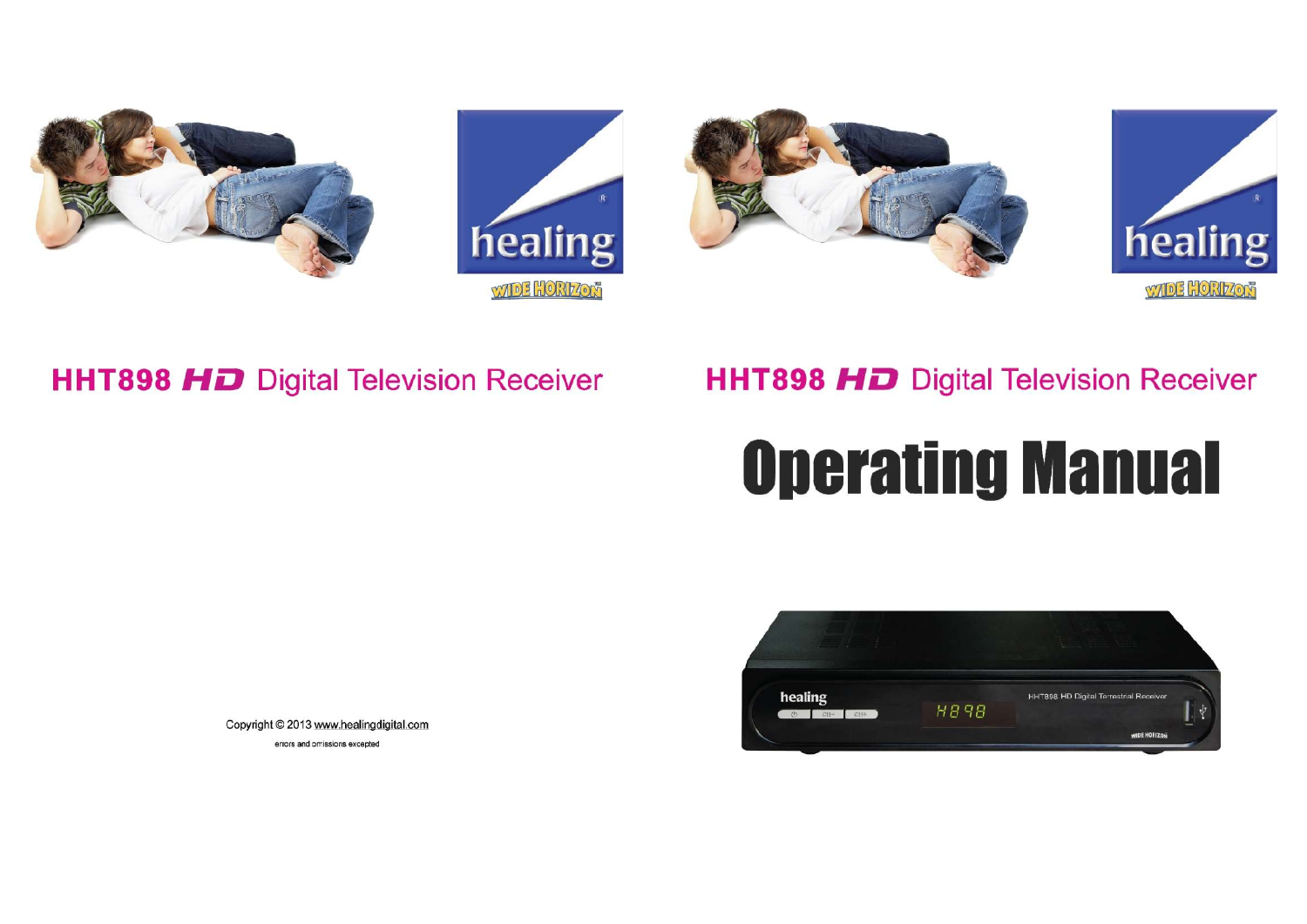HHT898 *HD* Digital Television Receiver

Copyright © 2013 www.healingdigital.com

errors and omissions excepted

# HHT898 *HD* Digital Television Receiver

# Operating Manual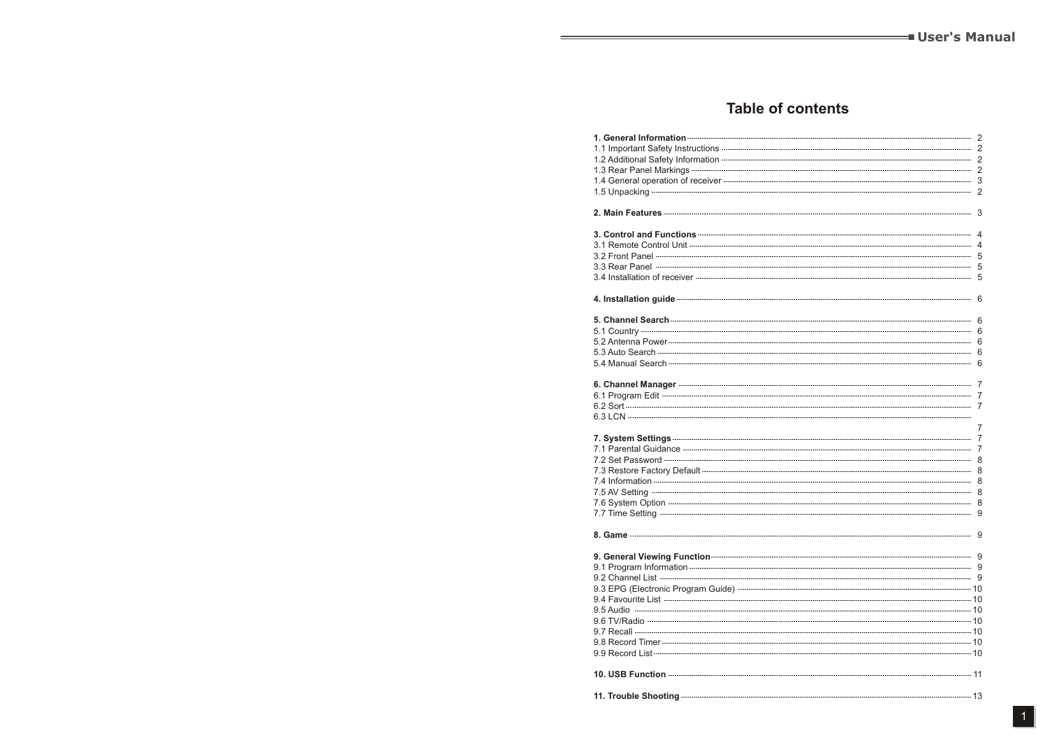# Table of contents

**1. General Information** ........ 2
1.1 Important Safety Instructions ........ 2
1.2 Additional Safety Information ........ 2
1.3 Rear Panel Markings ........ 2
1.4 General operation of receiver ........ 3
1.5 Unpacking ........ 2

**2. Main Features** ........ 3

**3. Control and Functions** ........ 4
3.1 Remote Control Unit ........ 4
3.2 Front Panel ........ 5
3.3 Rear Panel ........ 5
3.4 Installation of receiver ........ 5

**4. Installation guide** ........ 6

**5. Channel Search** ........ 6
5.1 Country ........ 6
5.2 Antenna Power ........ 6
5.3 Auto Search ........ 6
5.4 Manual Search ........ 6

**6. Channel Manager** ........ 7
6.1 Program Edit ........ 7
6.2 Sort ........ 7
6.3 LCN ........ 7

**7. System Settings** ........ 7
7.1 Parental Guidance ........ 7
7.2 Set Password ........ 8
7.3 Restore Factory Default ........ 8
7.4 Information ........ 8
7.5 AV Setting ........ 8
7.6 System Option ........ 8
7.7 Time Setting ........ 9

**8. Game** ........ 9

**9. General Viewing Function** ........ 9
9.1 Program Information ........ 9
9.2 Channel List ........ 9
9.3 EPG (Electronic Program Guide) ........ 10
9.4 Favourite List ........ 10
9.5 Audio ........ 10
9.6 TV/Radio ........ 10
9.7 Recall ........ 10
9.8 Record Timer ........ 10
9.9 Record List ........ 10

**10. USB Function** ........ 11

**11. Trouble Shooting** ........ 13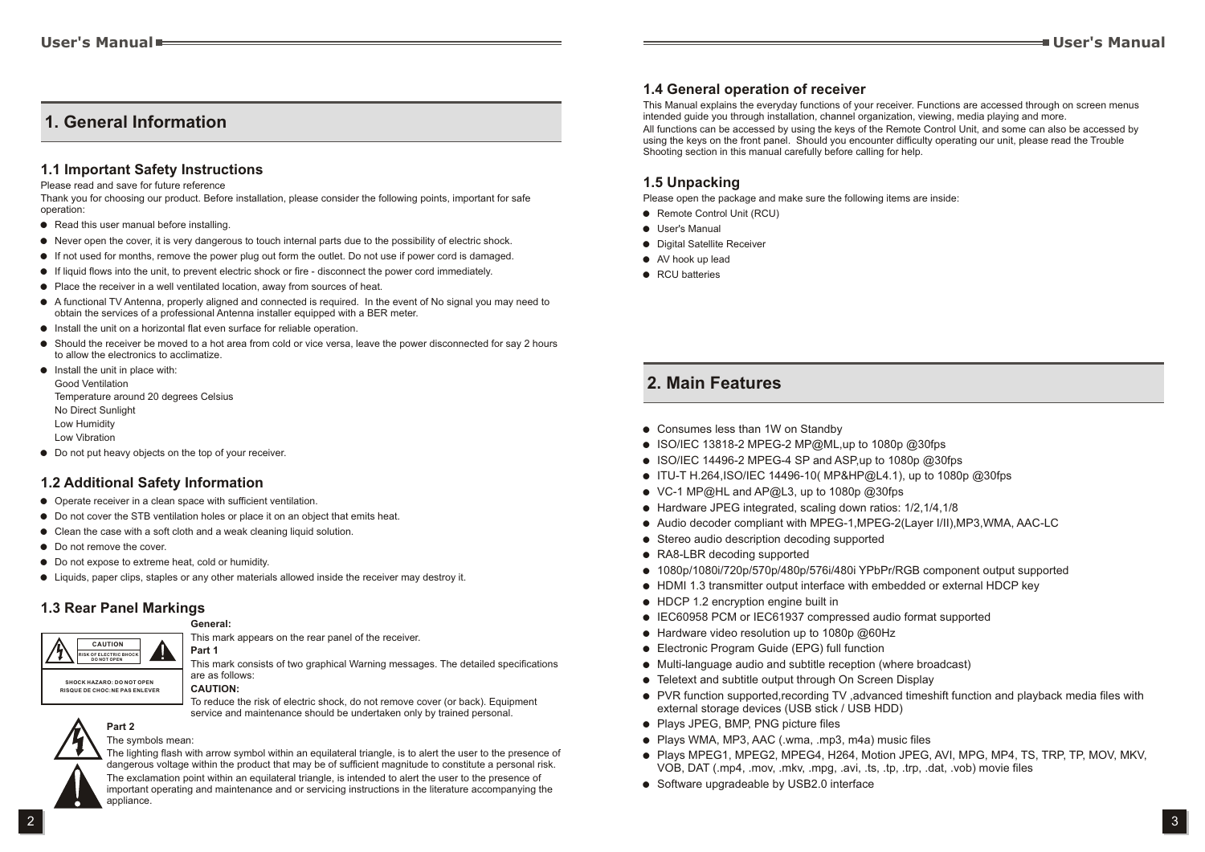# 1. General Information

## 1.1 Important Safety Instructions

Please read and save for future reference

Thank you for choosing our product. Before installation, please consider the following points, important for safe operation:

- Read this user manual before installing.
- Never open the cover, it is very dangerous to touch internal parts due to the possibility of electric shock.
- If not used for months, remove the power plug out form the outlet. Do not use if power cord is damaged.
- If liquid flows into the unit, to prevent electric shock or fire - disconnect the power cord immediately.
- Place the receiver in a well ventilated location, away from sources of heat.
- A functional TV Antenna, properly aligned and connected is required. In the event of No signal you may need to obtain the services of a professional Antenna installer equipped with a BER meter.
- Install the unit on a horizontal flat even surface for reliable operation.
- Should the receiver be moved to a hot area from cold or vice versa, leave the power disconnected for say 2 hours to allow the electronics to acclimatize.
- Install the unit in place with:
  Good Ventilation
  Temperature around 20 degrees Celsius
  No Direct Sunlight
  Low Humidity
  Low Vibration
- Do not put heavy objects on the top of your receiver.

## 1.2 Additional Safety Information

- Operate receiver in a clean space with sufficient ventilation.
- Do not cover the STB ventilation holes or place it on an object that emits heat.
- Clean the case with a soft cloth and a weak cleaning liquid solution.
- Do not remove the cover.
- Do not expose to extreme heat, cold or humidity.
- Liquids, paper clips, staples or any other materials allowed inside the receiver may destroy it.

## 1.3 Rear Panel Markings

CAUTION
RISK OF ELECTRIC SHOCK DO NOT OPEN
SHOCK HAZARD: DO NOT OPEN
RISQUE DE CHOC: NE PAS ENLEVER

**General:**

This mark appears on the rear panel of the receiver.

**Part 1**

This mark consists of two graphical Warning messages. The detailed specifications are as follows:

**CAUTION:**

To reduce the risk of electric shock, do not remove cover (or back). Equipment service and maintenance should be undertaken only by trained personal.

**Part 2**

The symbols mean:

The lighting flash with arrow symbol within an equilateral triangle, is to alert the user to the presence of dangerous voltage within the product that may be of sufficient magnitude to constitute a personal risk.

The exclamation point within an equilateral triangle, is intended to alert the user to the presence of important operating and maintenance and or servicing instructions in the literature accompanying the appliance.

## 1.4 General operation of receiver

This Manual explains the everyday functions of your receiver. Functions are accessed through on screen menus intended guide you through installation, channel organization, viewing, media playing and more.

All functions can be accessed by using the keys of the Remote Control Unit, and some can also be accessed by using the keys on the front panel. Should you encounter difficulty operating our unit, please read the Trouble Shooting section in this manual carefully before calling for help.

## 1.5 Unpacking

Please open the package and make sure the following items are inside:

- Remote Control Unit (RCU)
- User's Manual
- Digital Satellite Receiver
- AV hook up lead
- RCU batteries

# 2. Main Features

- Consumes less than 1W on Standby
- ISO/IEC 13818-2 MPEG-2 MP@ML,up to 1080p @30fps
- ISO/IEC 14496-2 MPEG-4 SP and ASP,up to 1080p @30fps
- ITU-T H.264,ISO/IEC 14496-10( MP&HP@L4.1), up to 1080p @30fps
- VC-1 MP@HL and AP@L3, up to 1080p @30fps
- Hardware JPEG integrated, scaling down ratios: 1/2,1/4,1/8
- Audio decoder compliant with MPEG-1,MPEG-2(Layer I/II),MP3,WMA, AAC-LC
- Stereo audio description decoding supported
- RA8-LBR decoding supported
- 1080p/1080i/720p/570p/480p/576i/480i YPbPr/RGB component output supported
- HDMI 1.3 transmitter output interface with embedded or external HDCP key
- HDCP 1.2 encryption engine built in
- IEC60958 PCM or IEC61937 compressed audio format supported
- Hardware video resolution up to 1080p @60Hz
- Electronic Program Guide (EPG) full function
- Multi-language audio and subtitle reception (where broadcast)
- Teletext and subtitle output through On Screen Display
- PVR function supported,recording TV ,advanced timeshift function and playback media files with external storage devices (USB stick / USB HDD)
- Plays JPEG, BMP, PNG picture files
- Plays WMA, MP3, AAC (.wma, .mp3, m4a) music files
- Plays MPEG1, MPEG2, MPEG4, H264, Motion JPEG, AVI, MPG, MP4, TS, TRP, TP, MOV, MKV, VOB, DAT (.mp4, .mov, .mkv, .mpg, .avi, .ts, .tp, .trp, .dat, .vob) movie files
- Software upgradeable by USB2.0 interface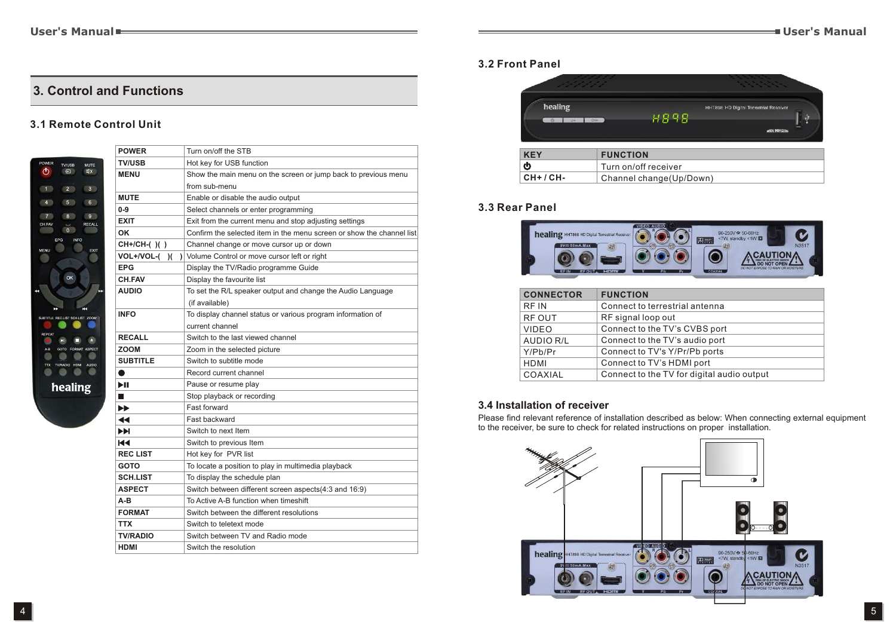# 3. Control and Functions

## 3.1 Remote Control Unit

| | |
|---|---|
| **POWER** | Turn on/off the STB |
| **TV/USB** | Hot key for USB function |
| **MENU** | Show the main menu on the screen or jump back to previous menu from sub-menu |
| **MUTE** | Enable or disable the audio output |
| **0-9** | Select channels or enter programming |
| **EXIT** | Exit from the current menu and stop adjusting settings |
| **OK** | Confirm the selected item in the menu screen or show the channel list |
| **CH+/CH-( )( )** | Channel change or move cursor up or down |
| **VOL+/VOL-( )( )** | Volume Control or move cursor left or right |
| **EPG** | Display the TV/Radio programme Guide |
| **CH.FAV** | Display the favourite list |
| **AUDIO** | To set the R/L speaker output and change the Audio Language (if available) |
| **INFO** | To display channel status or various program information of current channel |
| **RECALL** | Switch to the last viewed channel |
| **ZOOM** | Zoom in the selected picture |
| **SUBTITLE** | Switch to subtitle mode |
| ● | Record current channel |
| ▶II | Pause or resume play |
| ■ | Stop playback or recording |
| ▶▶ | Fast forward |
| ◀◀ | Fast backward |
| ▶▶I | Switch to next Item |
| I◀◀ | Switch to previous Item |
| **REC LIST** | Hot key for PVR list |
| **GOTO** | To locate a position to play in multimedia playback |
| **SCH.LIST** | To display the schedule plan |
| **ASPECT** | Switch between different screen aspects(4:3 and 16:9) |
| **A-B** | To Active A-B function when timeshift |
| **FORMAT** | Switch between the different resolutions |
| **TTX** | Switch to teletext mode |
| **TV/RADIO** | Switch between TV and Radio mode |
| **HDMI** | Switch the resolution |

## 3.2 Front Panel

| KEY | FUNCTION |
|---|---|
| ⏻ | Turn on/off receiver |
| CH+ / CH- | Channel change(Up/Down) |

## 3.3 Rear Panel

| CONNECTOR | FUNCTION |
|---|---|
| RF IN | Connect to terrestrial antenna |
| RF OUT | RF signal loop out |
| VIDEO | Connect to the TV's CVBS port |
| AUDIO R/L | Connect to the TV's audio port |
| Y/Pb/Pr | Connect to TV's Y/Pr/Pb ports |
| HDMI | Connect to TV's HDMI port |
| COAXIAL | Connect to the TV for digital audio output |

## 3.4 Installation of receiver

Please find relevant reference of installation described as below: When connecting external equipment to the receiver, be sure to check for related instructions on proper installation.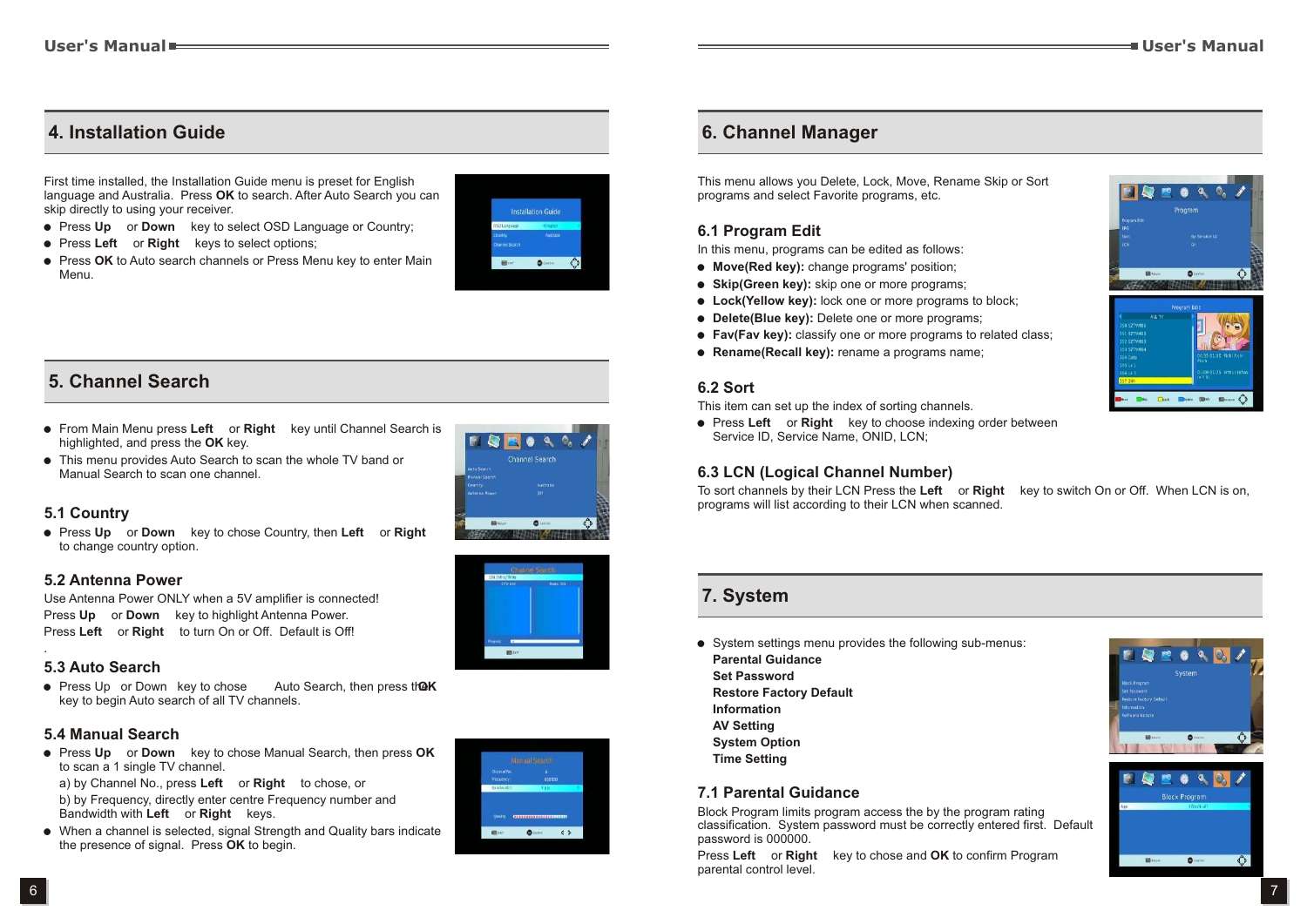# 4. Installation Guide

First time installed, the Installation Guide menu is preset for English language and Australia. Press **OK** to search. After Auto Search you can skip directly to using your receiver.

- Press **Up** or **Down** key to select OSD Language or Country;
- Press **Left** or **Right** keys to select options;
- Press **OK** to Auto search channels or Press Menu key to enter Main Menu.

# 5. Channel Search

- From Main Menu press **Left** or **Right** key until Channel Search is highlighted, and press the **OK** key.
- This menu provides Auto Search to scan the whole TV band or Manual Search to scan one channel.

## 5.1 Country

- Press **Up** or **Down** key to chose Country, then **Left** or **Right** to change country option.

## 5.2 Antenna Power

Use Antenna Power ONLY when a 5V amplifier is connected!
Press **Up** or **Down** key to highlight Antenna Power.
Press **Left** or **Right** to turn On or Off. Default is Off!

.

## 5.3 Auto Search

- Press Up or Down key to chose Auto Search, then press the **OK** key to begin Auto search of all TV channels.

## 5.4 Manual Search

- Press **Up** or **Down** key to chose Manual Search, then press **OK** to scan a 1 single TV channel.
  a) by Channel No., press **Left** or **Right** to chose, or
  b) by Frequency, directly enter centre Frequency number and Bandwidth with **Left** or **Right** keys.
- When a channel is selected, signal Strength and Quality bars indicate the presence of signal. Press **OK** to begin.

# 6. Channel Manager

This menu allows you Delete, Lock, Move, Rename Skip or Sort programs and select Favorite programs, etc.

## 6.1 Program Edit

In this menu, programs can be edited as follows:

- **Move(Red key):** change programs' position;
- **Skip(Green key):** skip one or more programs;
- **Lock(Yellow key):** lock one or more programs to block;
- **Delete(Blue key):** Delete one or more programs;
- **Fav(Fav key):** classify one or more programs to related class;
- **Rename(Recall key):** rename a programs name;

## 6.2 Sort

This item can set up the index of sorting channels.

- Press **Left** or **Right** key to choose indexing order between Service ID, Service Name, ONID, LCN;

## 6.3 LCN (Logical Channel Number)

To sort channels by their LCN Press the **Left** or **Right** key to switch On or Off. When LCN is on, programs will list according to their LCN when scanned.

# 7. System

- System settings menu provides the following sub-menus:
  **Parental Guidance**
  **Set Password**
  **Restore Factory Default**
  **Information**
  **AV Setting**
  **System Option**
  **Time Setting**

## 7.1 Parental Guidance

Block Program limits program access the by the program rating classification. System password must be correctly entered first. Default password is 000000.
Press **Left** or **Right** key to chose and **OK** to confirm Program parental control level.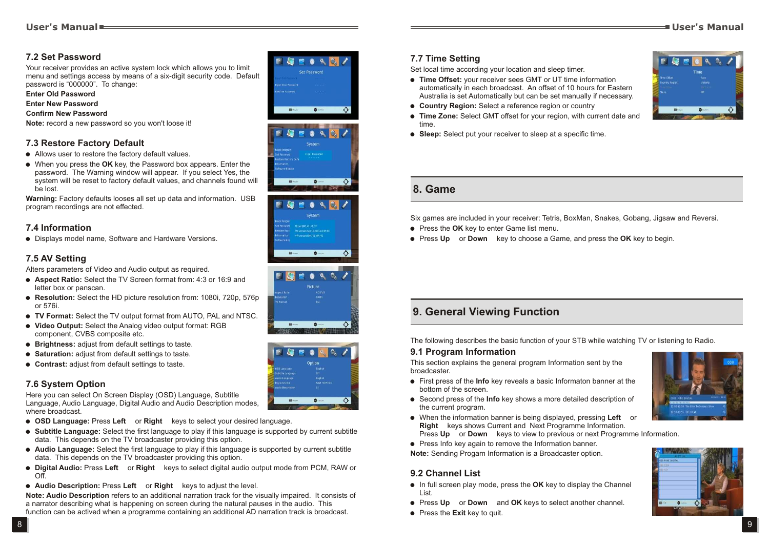## 7.2 Set Password

Your receiver provides an active system lock which allows you to limit menu and settings access by means of a six-digit security code. Default password is “000000”. To change:

**Enter Old Password**

**Enter New Password**

**Confirm New Password**

**Note:** record a new password so you won't loose it!

## 7.3 Restore Factory Default

- Allows user to restore the factory default values.
- When you press the **OK** key, the Password box appears. Enter the password. The Warning window will appear. If you select Yes, the system will be reset to factory default values, and channels found will be lost.

**Warning:** Factory defaults looses all set up data and information. USB program recordings are not effected.

## 7.4 Information

- Displays model name, Software and Hardware Versions.

## 7.5 AV Setting

Alters parameters of Video and Audio output as required.

- **Aspect Ratio:** Select the TV Screen format from: 4:3 or 16:9 and letter box or panscan.
- **Resolution:** Select the HD picture resolution from: 1080i, 720p, 576p or 576i.
- **TV Format:** Select the TV output format from AUTO, PAL and NTSC.
- **Video Output:** Select the Analog video output format: RGB component, CVBS composite etc.
- **Brightness:** adjust from default settings to taste.
- **Saturation:** adjust from default settings to taste.
- **Contrast:** adjust from default settings to taste.

## 7.6 System Option

Here you can select On Screen Display (OSD) Language, Subtitle Language, Audio Language, Digital Audio and Audio Description modes, where broadcast.

- **OSD Language:** Press **Left** or **Right** keys to select your desired language.
- **Subtitle Language:** Select the first language to play if this language is supported by current subtitle data. This depends on the TV broadcaster providing this option.
- **Audio Language:** Select the first language to play if this language is supported by current subtitle data. This depends on the TV broadcaster providing this option.
- **Digital Audio:** Press **Left** or **Right** keys to select digital audio output mode from PCM, RAW or Off.
- **Audio Description:** Press **Left** or **Right** keys to adjust the level.

**Note: Audio Description** refers to an additional narration track for the visually impaired. It consists of a narrator describing what is happening on screen during the natural pauses in the audio. This function can be actived when a programme containing an additional AD narration track is broadcast.

## 7.7 Time Setting

Set local time according your location and sleep timer.

- **Time Offset:** your receiver sees GMT or UT time information automatically in each broadcast. An offset of 10 hours for Eastern Australia is set Automatically but can be set manually if necessary.
- **Country Region:** Select a reference region or country
- **Time Zone:** Select GMT offset for your region, with current date and time.
- **Sleep:** Select put your receiver to sleep at a specific time.

# 8. Game

Six games are included in your receiver: Tetris, BoxMan, Snakes, Gobang, Jigsaw and Reversi.

- Press the **OK** key to enter Game list menu.
- Press **Up** or **Down** key to choose a Game, and press the **OK** key to begin.

# 9. General Viewing Function

The following describes the basic function of your STB while watching TV or listening to Radio.

## 9.1 Program Information

This section explains the general program Information sent by the broadcaster.

- First press of the **Info** key reveals a basic Informaton banner at the bottom of the screen.
- Second press of the **Info** key shows a more detailed description of the current program.
- When the information banner is being displayed, pressing **Left** or **Right** keys shows Current and Next Programme Information. Press **Up** or **Down** keys to view to previous or next Programme Information.
- Press Info key again to remove the Information banner.

**Note:** Sending Progam Information is a Broadcaster option.

## 9.2 Channel List

- In full screen play mode, press the **OK** key to display the Channel List.
- Press **Up** or **Down** and **OK** keys to select another channel.
- Press the **Exit** key to quit.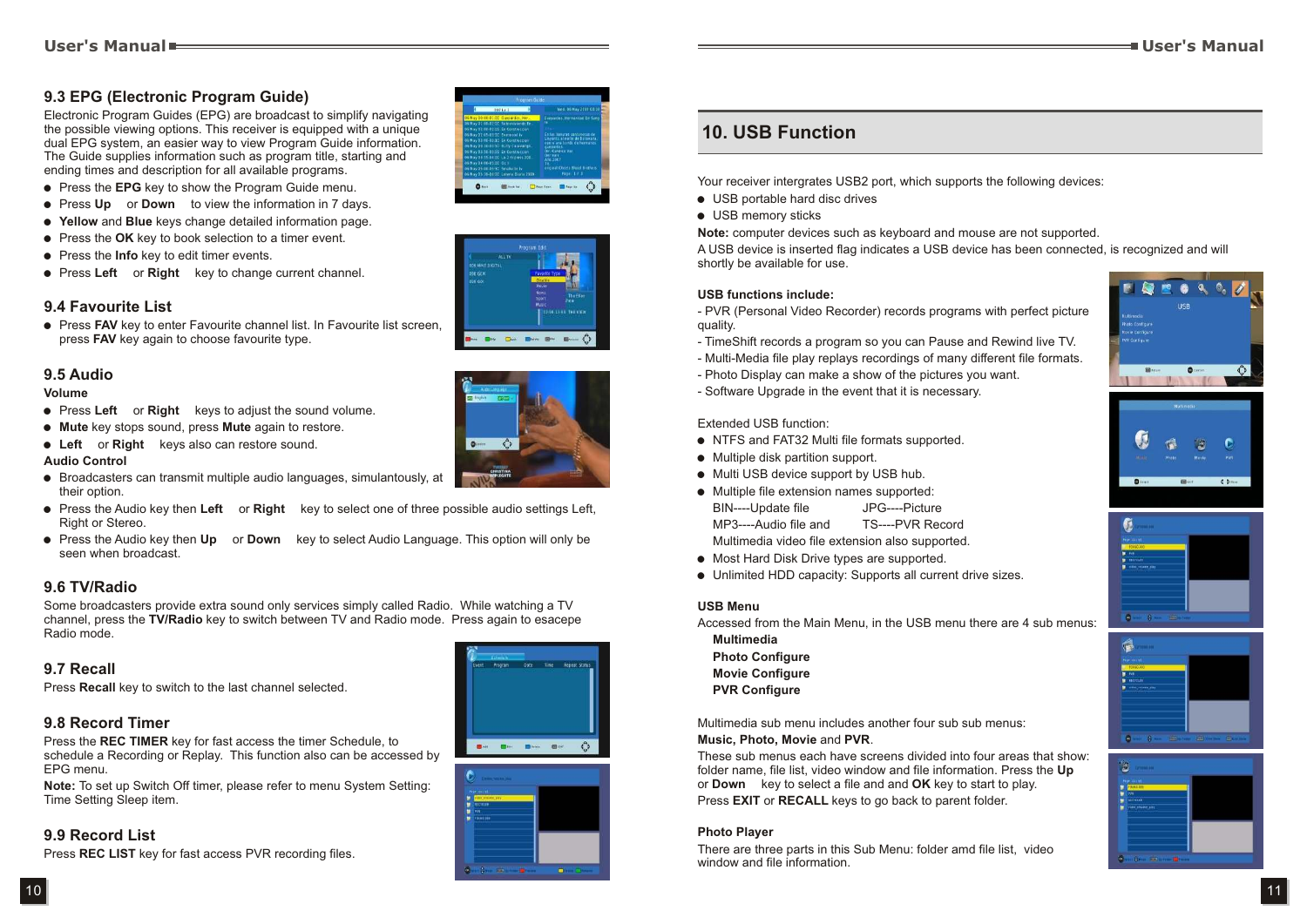## 9.3 EPG (Electronic Program Guide)

Electronic Program Guides (EPG) are broadcast to simplify navigating the possible viewing options. This receiver is equipped with a unique dual EPG system, an easier way to view Program Guide information. The Guide supplies information such as program title, starting and ending times and description for all available programs.

- Press the **EPG** key to show the Program Guide menu.
- Press **Up** or **Down** to view the information in 7 days.
- **Yellow** and **Blue** keys change detailed information page.
- Press the **OK** key to book selection to a timer event.
- Press the **Info** key to edit timer events.
- Press **Left** or **Right** key to change current channel.

## 9.4 Favourite List

- Press **FAV** key to enter Favourite channel list. In Favourite list screen, press **FAV** key again to choose favourite type.

## 9.5 Audio

**Volume**

- Press **Left** or **Right** keys to adjust the sound volume.
- **Mute** key stops sound, press **Mute** again to restore.
- **Left** or **Right** keys also can restore sound.

**Audio Control**

- Broadcasters can transmit multiple audio languages, simultanously, at their option.
- Press the Audio key then **Left** or **Right** key to select one of three possible audio settings Left, Right or Stereo.
- Press the Audio key then **Up** or **Down** key to select Audio Language. This option will only be seen when broadcast.

## 9.6 TV/Radio

Some broadcasters provide extra sound only services simply called Radio. While watching a TV channel, press the **TV/Radio** key to switch between TV and Radio mode. Press again to esacepe Radio mode.

## 9.7 Recall

Press **Recall** key to switch to the last channel selected.

## 9.8 Record Timer

Press the **REC TIMER** key for fast access the timer Schedule, to schedule a Recording or Replay. This function also can be accessed by EPG menu.

**Note:** To set up Switch Off timer, please refer to menu System Setting: Time Setting Sleep item.

## 9.9 Record List

Press **REC LIST** key for fast access PVR recording files.

# 10. USB Function

Your receiver intergrates USB2 port, which supports the following devices:

- USB portable hard disc drives
- USB memory sticks

**Note:** computer devices such as keyboard and mouse are not supported.

A USB device is inserted flag indicates a USB device has been connected, is recognized and will shortly be available for use.

**USB functions include:**

- PVR (Personal Video Recorder) records programs with perfect picture quality.
- TimeShift records a program so you can Pause and Rewind live TV.
- Multi-Media file play replays recordings of many different file formats.
- Photo Display can make a show of the pictures you want.
- Software Upgrade in the event that it is necessary.

Extended USB function:

- NTFS and FAT32 Multi file formats supported.
- Multiple disk partition support.
- Multi USB device support by USB hub.
- Multiple file extension names supported:
  BIN----Update file JPG----Picture
  MP3----Audio file and TS----PVR Record
  Multimedia video file extension also supported.
- Most Hard Disk Drive types are supported.
- Unlimited HDD capacity: Supports all current drive sizes.

**USB Menu**

Accessed from the Main Menu, in the USB menu there are 4 sub menus:

**Multimedia**
**Photo Configure**
**Movie Configure**
**PVR Configure**

Multimedia sub menu includes another four sub sub menus:
**Music, Photo, Movie** and **PVR**.

These sub menus each have screens divided into four areas that show: folder name, file list, video window and file information. Press the **Up** or **Down** key to select a file and and **OK** key to start to play.

Press **EXIT** or **RECALL** keys to go back to parent folder.

**Photo Player**

There are three parts in this Sub Menu: folder amd file list, video window and file information.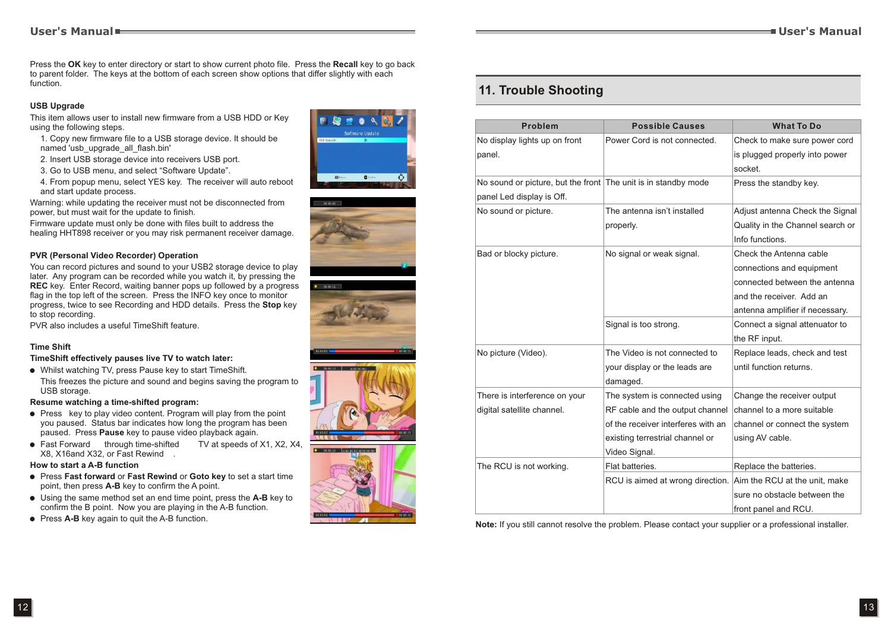Press the **OK** key to enter directory or start to show current photo file. Press the **Recall** key to go back to parent folder. The keys at the bottom of each screen show options that differ slightly with each function.

**USB Upgrade**

This item allows user to install new firmware from a USB HDD or Key using the following steps.

1. Copy new firmware file to a USB storage device. It should be named 'usb_upgrade_all_flash.bin'
2. Insert USB storage device into receivers USB port.
3. Go to USB menu, and select "Software Update".
4. From popup menu, select YES key. The receiver will auto reboot and start update process.

Warning: while updating the receiver must not be disconnected from power, but must wait for the update to finish.

Firmware update must only be done with files built to address the healing HHT898 receiver or you may risk permanent receiver damage.

**PVR (Personal Video Recorder) Operation**

You can record pictures and sound to your USB2 storage device to play later. Any program can be recorded while you watch it, by pressing the **REC** key. Enter Record, waiting banner pops up followed by a progress flag in the top left of the screen. Press the INFO key once to monitor progress, twice to see Recording and HDD details. Press the **Stop** key to stop recording.

PVR also includes a useful TimeShift feature.

**Time Shift**

**TimeShift effectively pauses live TV to watch later:**

- Whilst watching TV, press Pause key to start TimeShift.
  This freezes the picture and sound and begins saving the program to USB storage.

**Resume watching a time-shifted program:**

- Press key to play video content. Program will play from the point you paused. Status bar indicates how long the program has been paused. Press **Pause** key to pause video playback again.
- Fast Forward through time-shifted TV at speeds of X1, X2, X4, X8, X16and X32, or Fast Rewind .

**How to start a A-B function**

- Press **Fast forward** or **Fast Rewind** or **Goto key** to set a start time point, then press **A-B** key to confirm the A point.
- Using the same method set an end time point, press the **A-B** key to confirm the B point. Now you are playing in the A-B function.
- Press **A-B** key again to quit the A-B function.

## 11. Trouble Shooting

| Problem | Possible Causes | What To Do |
|---|---|---|
| No display lights up on front panel. | Power Cord is not connected. | Check to make sure power cord is plugged properly into power socket. |
| No sound or picture, but the front panel Led display is Off. | The unit is in standby mode | Press the standby key. |
| No sound or picture. | The antenna isn't installed properly. | Adjust antenna Check the Signal Quality in the Channel search or Info functions. |
| Bad or blocky picture. | No signal or weak signal. | Check the Antenna cable connections and equipment connected between the antenna and the receiver. Add an antenna amplifier if necessary. |
| | Signal is too strong. | Connect a signal attenuator to the RF input. |
| No picture (Video). | The Video is not connected to your display or the leads are damaged. | Replace leads, check and test until function returns. |
| There is interference on your digital satellite channel. | The system is connected using RF cable and the output channel of the receiver interferes with an existing terrestrial channel or Video Signal. | Change the receiver output channel to a more suitable channel or connect the system using AV cable. |
| The RCU is not working. | Flat batteries. | Replace the batteries. |
| | RCU is aimed at wrong direction. | Aim the RCU at the unit, make sure no obstacle between the front panel and RCU. |

**Note:** If you still cannot resolve the problem. Please contact your supplier or a professional installer.